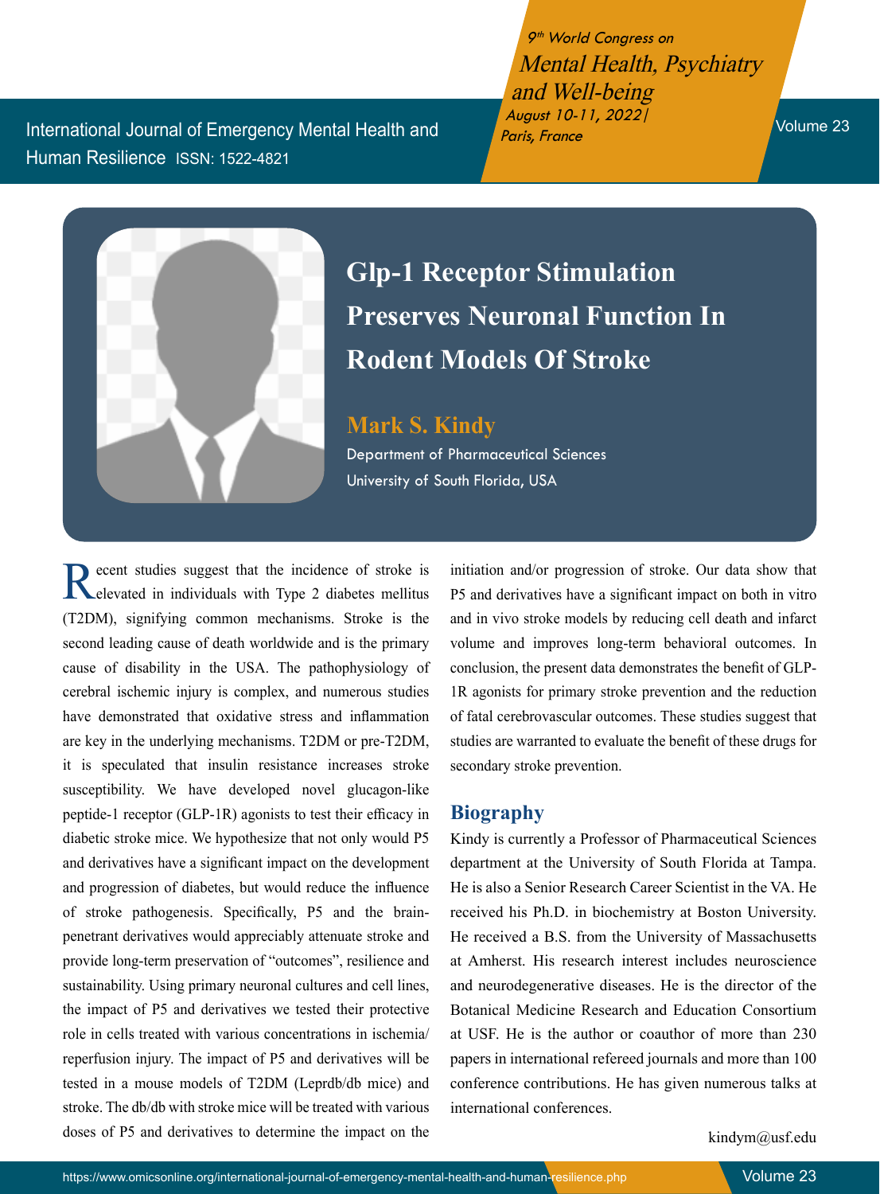# Glp-1 Receptor Stimulation Preserves Neuronal Function In Rodent Models Of Stroke

**Mark S. Kindy**

Department of Pharmaceutical Sciences
University of South Florida, USA

Recent studies suggest that the incidence of stroke is elevated in individuals with Type 2 diabetes mellitus (T2DM), signifying common mechanisms. Stroke is the second leading cause of death worldwide and is the primary cause of disability in the USA. The pathophysiology of cerebral ischemic injury is complex, and numerous studies have demonstrated that oxidative stress and inflammation are key in the underlying mechanisms. T2DM or pre-T2DM, it is speculated that insulin resistance increases stroke susceptibility. We have developed novel glucagon-like peptide-1 receptor (GLP-1R) agonists to test their efficacy in diabetic stroke mice. We hypothesize that not only would P5 and derivatives have a significant impact on the development and progression of diabetes, but would reduce the influence of stroke pathogenesis. Specifically, P5 and the brain-penetrant derivatives would appreciably attenuate stroke and provide long-term preservation of "outcomes", resilience and sustainability. Using primary neuronal cultures and cell lines, the impact of P5 and derivatives we tested their protective role in cells treated with various concentrations in ischemia/ reperfusion injury. The impact of P5 and derivatives will be tested in a mouse models of T2DM (Leprdb/db mice) and stroke. The db/db with stroke mice will be treated with various doses of P5 and derivatives to determine the impact on the initiation and/or progression of stroke. Our data show that P5 and derivatives have a significant impact on both in vitro and in vivo stroke models by reducing cell death and infarct volume and improves long-term behavioral outcomes. In conclusion, the present data demonstrates the benefit of GLP-1R agonists for primary stroke prevention and the reduction of fatal cerebrovascular outcomes. These studies suggest that studies are warranted to evaluate the benefit of these drugs for secondary stroke prevention.

## Biography

Kindy is currently a Professor of Pharmaceutical Sciences department at the University of South Florida at Tampa. He is also a Senior Research Career Scientist in the VA. He received his Ph.D. in biochemistry at Boston University. He received a B.S. from the University of Massachusetts at Amherst. His research interest includes neuroscience and neurodegenerative diseases. He is the director of the Botanical Medicine Research and Education Consortium at USF. He is the author or coauthor of more than 230 papers in international refereed journals and more than 100 conference contributions. He has given numerous talks at international conferences.

kindym@usf.edu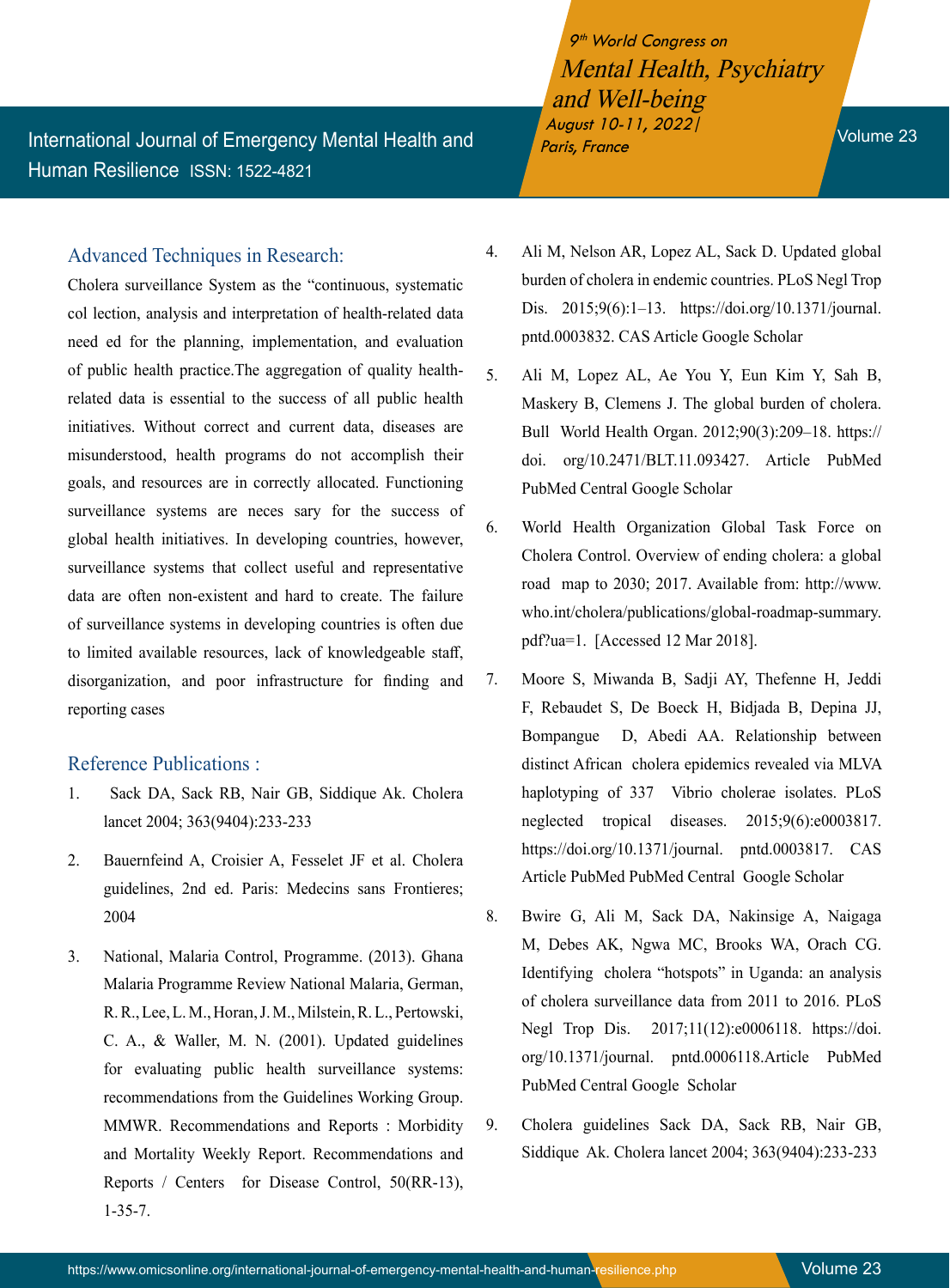## Advanced Techniques in Research:

Cholera surveillance System as the "continuous, systematic col lection, analysis and interpretation of health-related data need ed for the planning, implementation, and evaluation of public health practice.The aggregation of quality health-related data is essential to the success of all public health initiatives. Without correct and current data, diseases are misunderstood, health programs do not accomplish their goals, and resources are in correctly allocated. Functioning surveillance systems are neces sary for the success of global health initiatives. In developing countries, however, surveillance systems that collect useful and representative data are often non-existent and hard to create. The failure of surveillance systems in developing countries is often due to limited available resources, lack of knowledgeable staff, disorganization, and poor infrastructure for finding and reporting cases

## Reference Publications :

1. Sack DA, Sack RB, Nair GB, Siddique Ak. Cholera lancet 2004; 363(9404):233-233
2. Bauernfeind A, Croisier A, Fesselet JF et al. Cholera guidelines, 2nd ed. Paris: Medecins sans Frontieres; 2004
3. National, Malaria Control, Programme. (2013). Ghana Malaria Programme Review National Malaria, German, R. R., Lee, L. M., Horan, J. M., Milstein, R. L., Pertowski, C. A., & Waller, M. N. (2001). Updated guidelines for evaluating public health surveillance systems: recommendations from the Guidelines Working Group. MMWR. Recommendations and Reports : Morbidity and Mortality Weekly Report. Recommendations and Reports / Centers for Disease Control, 50(RR-13), 1-35-7.
4. Ali M, Nelson AR, Lopez AL, Sack D. Updated global burden of cholera in endemic countries. PLoS Negl Trop Dis. 2015;9(6):1–13. https://doi.org/10.1371/journal.pntd.0003832. CAS Article Google Scholar
5. Ali M, Lopez AL, Ae You Y, Eun Kim Y, Sah B, Maskery B, Clemens J. The global burden of cholera. Bull World Health Organ. 2012;90(3):209–18. https://doi. org/10.2471/BLT.11.093427. Article PubMed PubMed Central Google Scholar
6. World Health Organization Global Task Force on Cholera Control. Overview of ending cholera: a global road map to 2030; 2017. Available from: http://www.who.int/cholera/publications/global-roadmap-summary.pdf?ua=1. [Accessed 12 Mar 2018].
7. Moore S, Miwanda B, Sadji AY, Thefenne H, Jeddi F, Rebaudet S, De Boeck H, Bidjada B, Depina JJ, Bompangue D, Abedi AA. Relationship between distinct African cholera epidemics revealed via MLVA haplotyping of 337 Vibrio cholerae isolates. PLoS neglected tropical diseases. 2015;9(6):e0003817. https://doi.org/10.1371/journal. pntd.0003817. CAS Article PubMed PubMed Central Google Scholar
8. Bwire G, Ali M, Sack DA, Nakinsige A, Naigaga M, Debes AK, Ngwa MC, Brooks WA, Orach CG. Identifying cholera "hotspots" in Uganda: an analysis of cholera surveillance data from 2011 to 2016. PLoS Negl Trop Dis. 2017;11(12):e0006118. https://doi. org/10.1371/journal. pntd.0006118.Article PubMed PubMed Central Google Scholar
9. Cholera guidelines Sack DA, Sack RB, Nair GB, Siddique Ak. Cholera lancet 2004; 363(9404):233-233